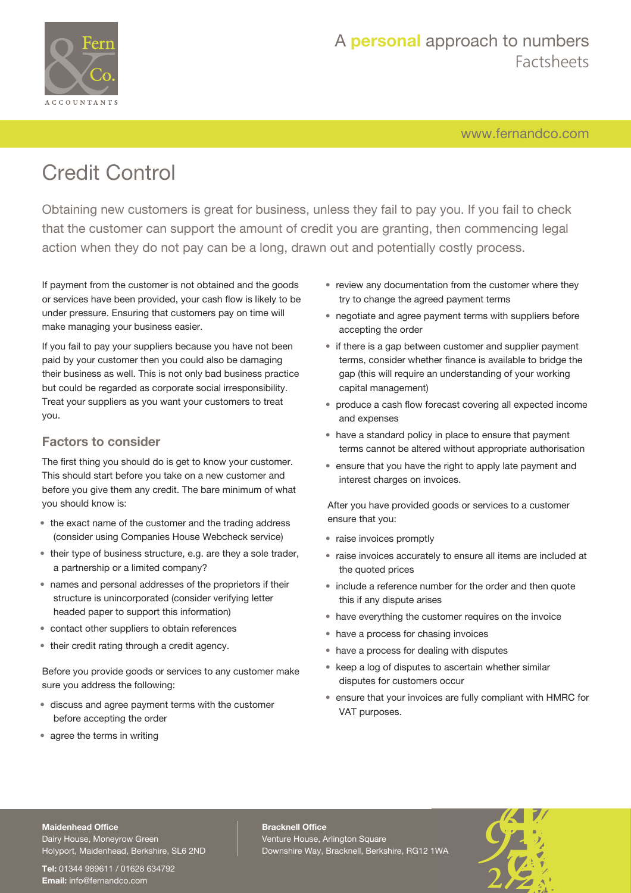# Credit Control

Obtaining new customers is great for business, unless they fail to pay you. If you fail to check that the customer can support the amount of credit you are granting, then commencing legal action when they do not pay can be a long, drawn out and potentially costly process.

If payment from the customer is not obtained and the goods or services have been provided, your cash flow is likely to be under pressure. Ensuring that customers pay on time will make managing your business easier.

If you fail to pay your suppliers because you have not been paid by your customer then you could also be damaging their business as well. This is not only bad business practice but could be regarded as corporate social irresponsibility. Treat your suppliers as you want your customers to treat you.

## Factors to consider

The first thing you should do is get to know your customer. This should start before you take on a new customer and before you give them any credit. The bare minimum of what you should know is:

- the exact name of the customer and the trading address (consider using Companies House Webcheck service)
- their type of business structure, e.g. are they a sole trader, a partnership or a limited company?
- names and personal addresses of the proprietors if their structure is unincorporated (consider verifying letter headed paper to support this information)
- contact other suppliers to obtain references
- their credit rating through a credit agency.

Before you provide goods or services to any customer make sure you address the following:

- discuss and agree payment terms with the customer before accepting the order
- agree the terms in writing
- review any documentation from the customer where they try to change the agreed payment terms
- negotiate and agree payment terms with suppliers before accepting the order
- if there is a gap between customer and supplier payment terms, consider whether finance is available to bridge the gap (this will require an understanding of your working capital management)
- produce a cash flow forecast covering all expected income and expenses
- have a standard policy in place to ensure that payment terms cannot be altered without appropriate authorisation
- ensure that you have the right to apply late payment and interest charges on invoices.

After you have provided goods or services to a customer ensure that you:

- raise invoices promptly
- raise invoices accurately to ensure all items are included at the quoted prices
- include a reference number for the order and then quote this if any dispute arises
- have everything the customer requires on the invoice
- have a process for chasing invoices
- have a process for dealing with disputes
- keep a log of disputes to ascertain whether similar disputes for customers occur
- ensure that your invoices are fully compliant with HMRC for VAT purposes.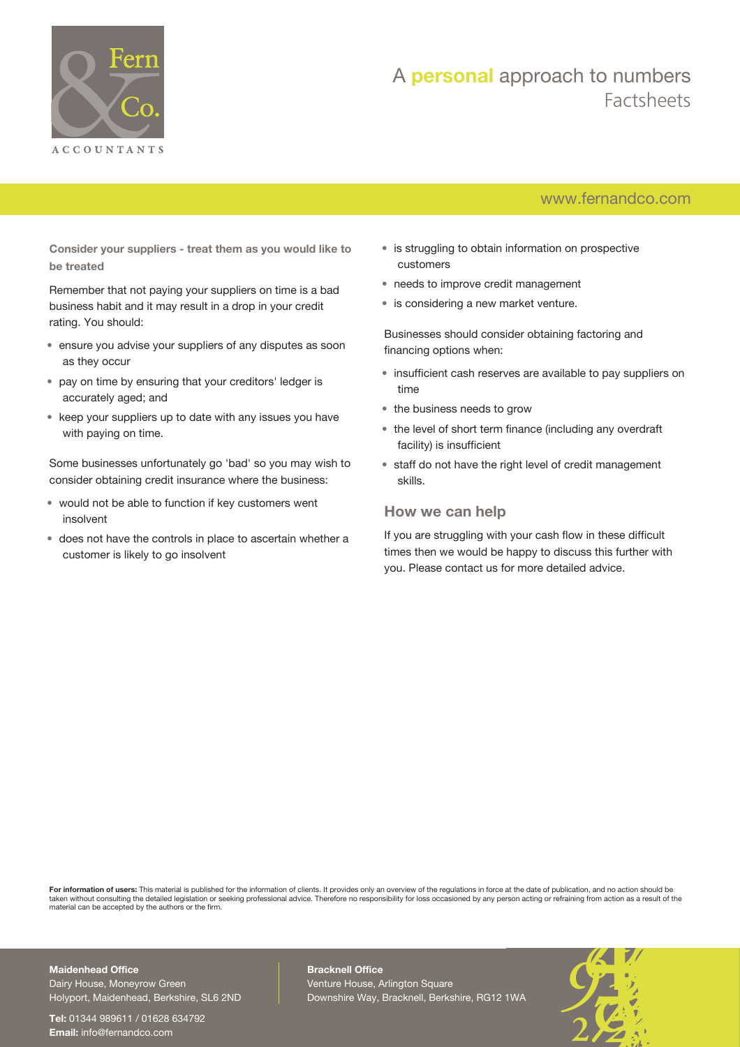**Consider your suppliers - treat them as you would like to be treated**

Remember that not paying your suppliers on time is a bad business habit and it may result in a drop in your credit rating. You should:

- ensure you advise your suppliers of any disputes as soon as they occur
- pay on time by ensuring that your creditors' ledger is accurately aged; and
- keep your suppliers up to date with any issues you have with paying on time.

Some businesses unfortunately go 'bad' so you may wish to consider obtaining credit insurance where the business:

- would not be able to function if key customers went insolvent
- does not have the controls in place to ascertain whether a customer is likely to go insolvent
- is struggling to obtain information on prospective customers
- needs to improve credit management
- is considering a new market venture.

Businesses should consider obtaining factoring and financing options when:

- insufficient cash reserves are available to pay suppliers on time
- the business needs to grow
- the level of short term finance (including any overdraft facility) is insufficient
- staff do not have the right level of credit management skills.

## How we can help

If you are struggling with your cash flow in these difficult times then we would be happy to discuss this further with you. Please contact us for more detailed advice.

**For information of users:** This material is published for the information of clients. It provides only an overview of the regulations in force at the date of publication, and no action should be taken without consulting the detailed legislation or seeking professional advice. Therefore no responsibility for loss occasioned by any person acting or refraining from action as a result of the material can be accepted by the authors or the firm.